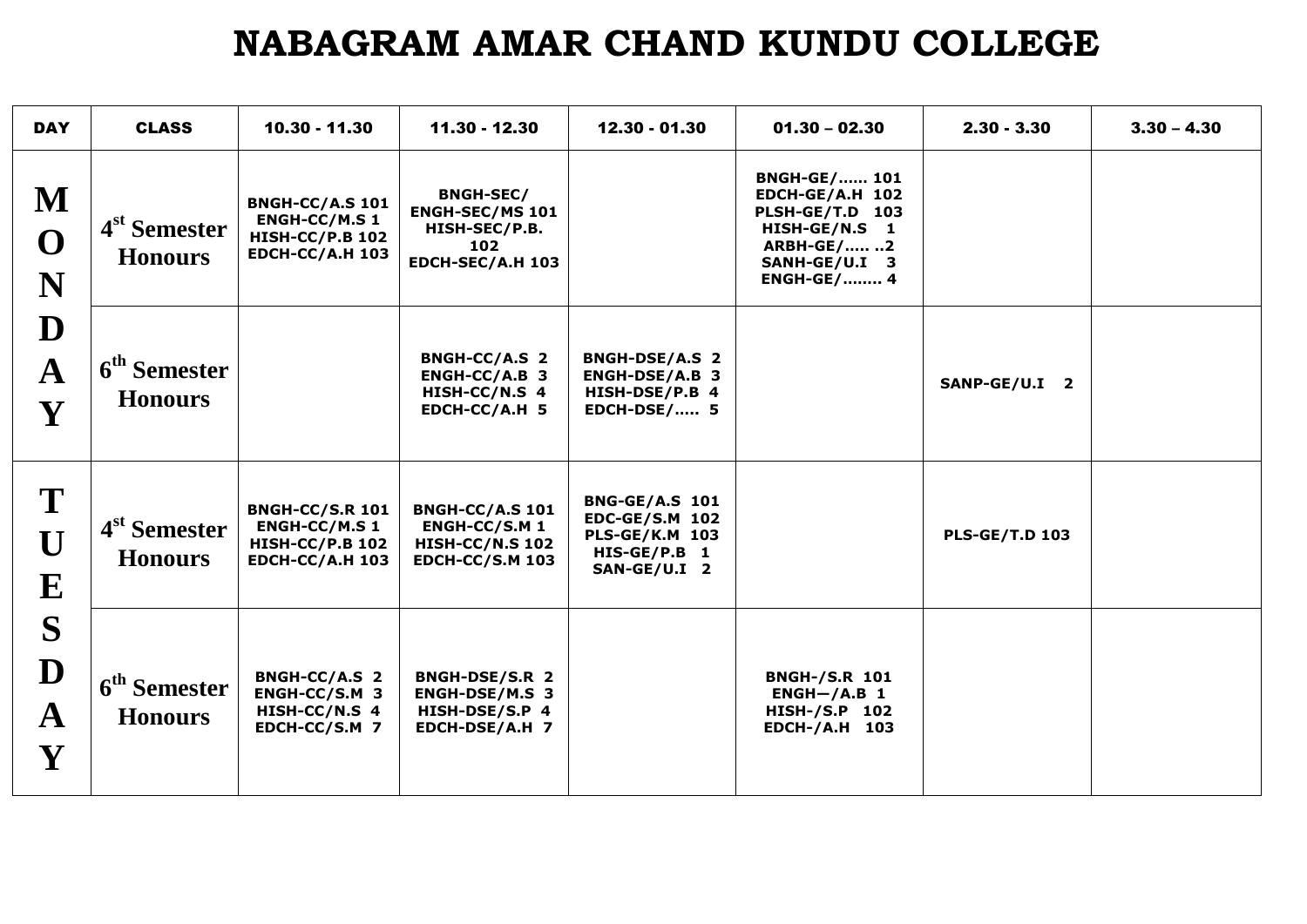# NABAGRAM AMAR CHAND KUNDU COLLEGE

| DAY | CLASS | 10.30 - 11.30 | 11.30 - 12.30 | 12.30 - 01.30 | 01.30 – 02.30 | 2.30 - 3.30 | 3.30 – 4.30 |
|---|---|---|---|---|---|---|---|
| MONDAY | 4st Semester Honours | BNGH-CC/A.S 101<br>ENGH-CC/M.S 1<br>HISH-CC/P.B 102<br>EDCH-CC/A.H 103 | BNGH-SEC/<br>ENGH-SEC/MS 101<br>HISH-SEC/P.B. 102<br>EDCH-SEC/A.H 103 | | BNGH-GE/...... 101<br>EDCH-GE/A.H 102<br>PLSH-GE/T.D 103<br>HISH-GE/N.S 1<br>ARBH-GE/..... ..2<br>SANH-GE/U.I 3<br>ENGH-GE/........ 4 | | |
| | 6th Semester Honours | | BNGH-CC/A.S 2<br>ENGH-CC/A.B 3<br>HISH-CC/N.S 4<br>EDCH-CC/A.H 5 | BNGH-DSE/A.S 2<br>ENGH-DSE/A.B 3<br>HISH-DSE/P.B 4<br>EDCH-DSE/..... 5 | | SANP-GE/U.I 2 | |
| TUESDAY | 4st Semester Honours | BNGH-CC/S.R 101<br>ENGH-CC/M.S 1<br>HISH-CC/P.B 102<br>EDCH-CC/A.H 103 | BNGH-CC/A.S 101<br>ENGH-CC/S.M 1<br>HISH-CC/N.S 102<br>EDCH-CC/S.M 103 | BNG-GE/A.S 101<br>EDC-GE/S.M 102<br>PLS-GE/K.M 103<br>HIS-GE/P.B 1<br>SAN-GE/U.I 2 | | PLS-GE/T.D 103 | |
| | 6th Semester Honours | BNGH-CC/A.S 2<br>ENGH-CC/S.M 3<br>HISH-CC/N.S 4<br>EDCH-CC/S.M 7 | BNGH-DSE/S.R 2<br>ENGH-DSE/M.S 3<br>HISH-DSE/S.P 4<br>EDCH-DSE/A.H 7 | | BNGH-/S.R 101<br>ENGH—/A.B 1<br>HISH-/S.P 102<br>EDCH-/A.H 103 | | |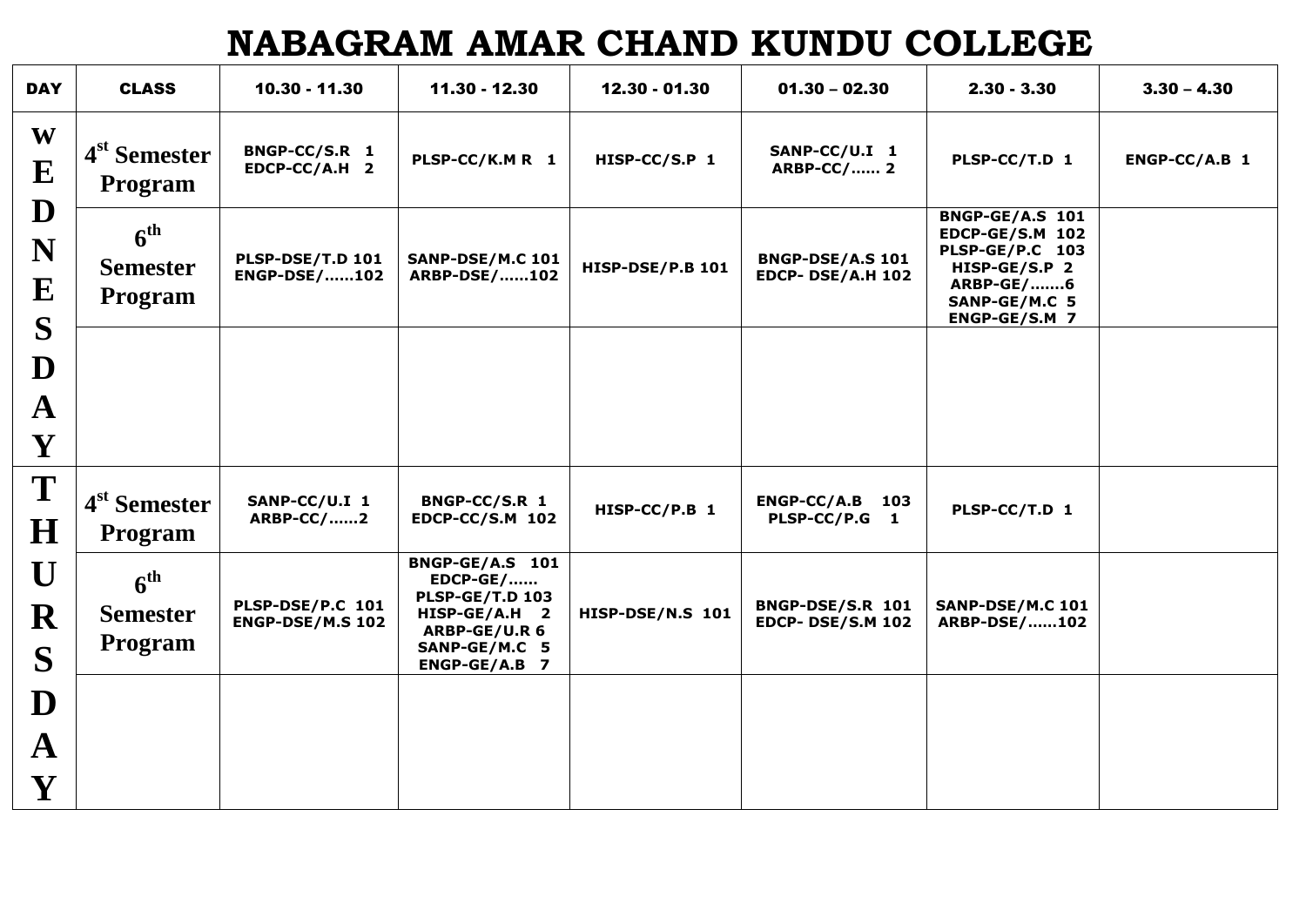# NABAGRAM AMAR CHAND KUNDU COLLEGE

| DAY | CLASS | 10.30 - 11.30 | 11.30 - 12.30 | 12.30 - 01.30 | 01.30 – 02.30 | 2.30 - 3.30 | 3.30 – 4.30 |
|---|---|---|---|---|---|---|---|
| WEDNESDAY | 4st Semester Program | BNGP-CC/S.R 1<br>EDCP-CC/A.H 2 | PLSP-CC/K.M R 1 | HISP-CC/S.P 1 | SANP-CC/U.I 1<br>ARBP-CC/...... 2 | PLSP-CC/T.D 1 | ENGP-CC/A.B 1 |
| | 6th Semester Program | PLSP-DSE/T.D 101<br>ENGP-DSE/......102 | SANP-DSE/M.C 101<br>ARBP-DSE/......102 | HISP-DSE/P.B 101 | BNGP-DSE/A.S 101<br>EDCP- DSE/A.H 102 | BNGP-GE/A.S 101<br>EDCP-GE/S.M 102<br>PLSP-GE/P.C 103<br>HISP-GE/S.P 2<br>ARBP-GE/.......6<br>SANP-GE/M.C 5<br>ENGP-GE/S.M 7 | |
| | | | | | | | |
| THURSDAY | 4st Semester Program | SANP-CC/U.I 1<br>ARBP-CC/......2 | BNGP-CC/S.R 1<br>EDCP-CC/S.M 102 | HISP-CC/P.B 1 | ENGP-CC/A.B 103<br>PLSP-CC/P.G 1 | PLSP-CC/T.D 1 | |
| | 6th Semester Program | PLSP-DSE/P.C 101<br>ENGP-DSE/M.S 102 | BNGP-GE/A.S 101<br>EDCP-GE/......<br>PLSP-GE/T.D 103<br>HISP-GE/A.H 2<br>ARBP-GE/U.R 6<br>SANP-GE/M.C 5<br>ENGP-GE/A.B 7 | HISP-DSE/N.S 101 | BNGP-DSE/S.R 101<br>EDCP- DSE/S.M 102 | SANP-DSE/M.C 101<br>ARBP-DSE/......102 | |
| | | | | | | | |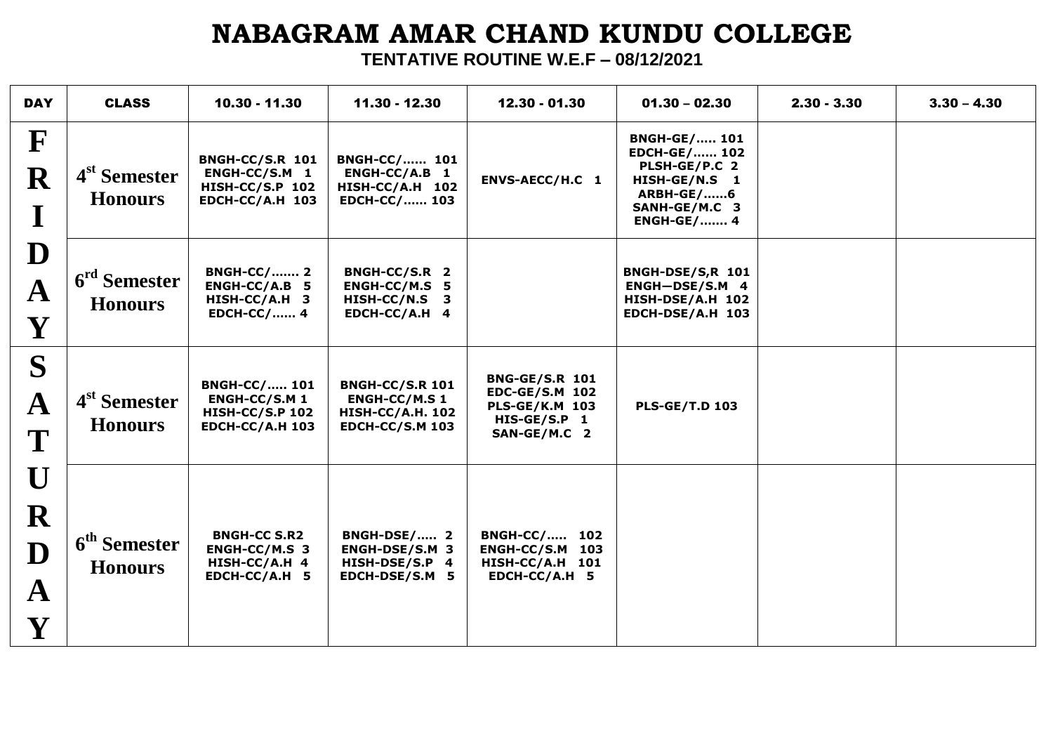# NABAGRAM AMAR CHAND KUNDU COLLEGE

**TENTATIVE ROUTINE W.E.F – 08/12/2021**

| DAY | CLASS | 10.30 - 11.30 | 11.30 - 12.30 | 12.30 - 01.30 | 01.30 – 02.30 | 2.30 - 3.30 | 3.30 – 4.30 |
|---|---|---|---|---|---|---|---|
| FRIDAY | 4st Semester Honours | BNGH-CC/S.R 101<br>ENGH-CC/S.M 1<br>HISH-CC/S.P 102<br>EDCH-CC/A.H 103 | BNGH-CC/...... 101<br>ENGH-CC/A.B 1<br>HISH-CC/A.H 102<br>EDCH-CC/...... 103 | ENVS-AECC/H.C 1 | BNGH-GE/..... 101<br>EDCH-GE/...... 102<br>PLSH-GE/P.C 2<br>HISH-GE/N.S 1<br>ARBH-GE/......6<br>SANH-GE/M.C 3<br>ENGH-GE/....... 4 | | |
| | 6rd Semester Honours | BNGH-CC/....... 2<br>ENGH-CC/A.B 5<br>HISH-CC/A.H 3<br>EDCH-CC/...... 4 | BNGH-CC/S.R 2<br>ENGH-CC/M.S 5<br>HISH-CC/N.S 3<br>EDCH-CC/A.H 4 | | BNGH-DSE/S,R 101<br>ENGH—DSE/S.M 4<br>HISH-DSE/A.H 102<br>EDCH-DSE/A.H 103 | | |
| SATURDAY | 4st Semester Honours | BNGH-CC/..... 101<br>ENGH-CC/S.M 1<br>HISH-CC/S.P 102<br>EDCH-CC/A.H 103 | BNGH-CC/S.R 101<br>ENGH-CC/M.S 1<br>HISH-CC/A.H. 102<br>EDCH-CC/S.M 103 | BNG-GE/S.R 101<br>EDC-GE/S.M 102<br>PLS-GE/K.M 103<br>HIS-GE/S.P 1<br>SAN-GE/M.C 2 | PLS-GE/T.D 103 | | |
| | 6th Semester Honours | BNGH-CC S.R2<br>ENGH-CC/M.S 3<br>HISH-CC/A.H 4<br>EDCH-CC/A.H 5 | BNGH-DSE/..... 2<br>ENGH-DSE/S.M 3<br>HISH-DSE/S.P 4<br>EDCH-DSE/S.M 5 | BNGH-CC/..... 102<br>ENGH-CC/S.M 103<br>HISH-CC/A.H 101<br>EDCH-CC/A.H 5 | | | |